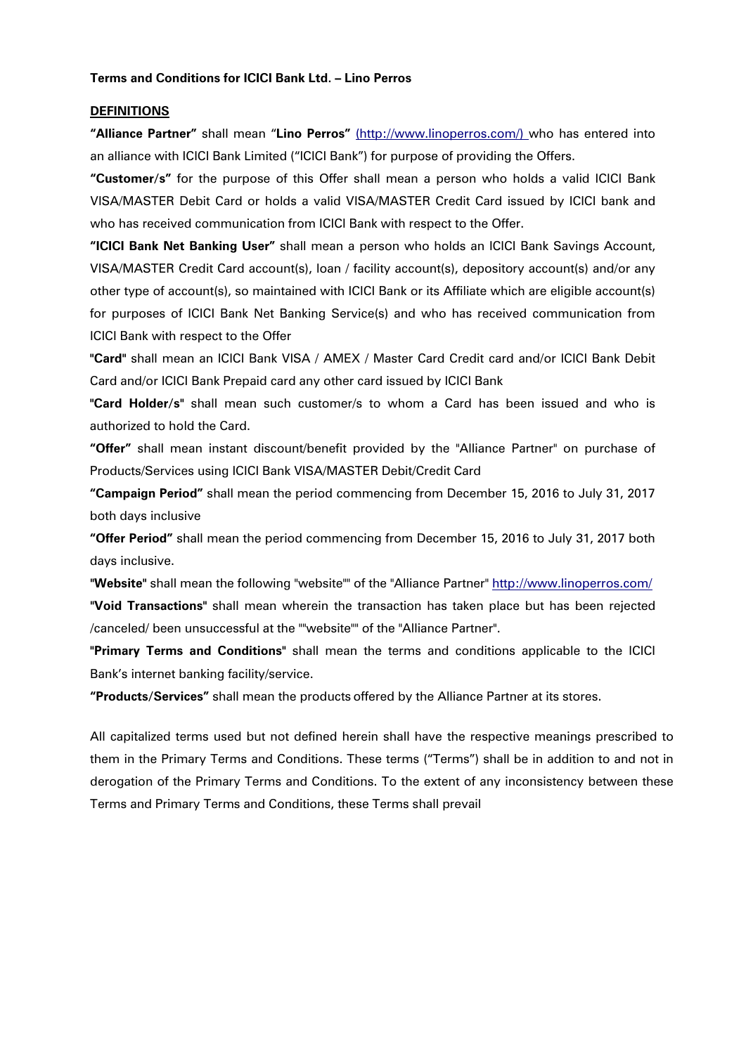**Terms and Conditions for ICICI Bank Ltd. – Lino Perros**

**DEFINITIONS**

**"Alliance Partner"** shall mean "**Lino Perros"** (http://www.linoperros.com/) who has entered into an alliance with ICICI Bank Limited ("ICICI Bank") for purpose of providing the Offers.

**"Customer/s"** for the purpose of this Offer shall mean a person who holds a valid ICICI Bank VISA/MASTER Debit Card or holds a valid VISA/MASTER Credit Card issued by ICICI bank and who has received communication from ICICI Bank with respect to the Offer.

**"ICICI Bank Net Banking User"** shall mean a person who holds an ICICI Bank Savings Account, VISA/MASTER Credit Card account(s), loan / facility account(s), depository account(s) and/or any other type of account(s), so maintained with ICICI Bank or its Affiliate which are eligible account(s) for purposes of ICICI Bank Net Banking Service(s) and who has received communication from ICICI Bank with respect to the Offer

**"Card"** shall mean an ICICI Bank VISA / AMEX / Master Card Credit card and/or ICICI Bank Debit Card and/or ICICI Bank Prepaid card any other card issued by ICICI Bank

**"Card Holder/s"** shall mean such customer/s to whom a Card has been issued and who is authorized to hold the Card.

**"Offer"** shall mean instant discount/benefit provided by the "Alliance Partner" on purchase of Products/Services using ICICI Bank VISA/MASTER Debit/Credit Card

**"Campaign Period"** shall mean the period commencing from December 15, 2016 to July 31, 2017 both days inclusive

**"Offer Period"** shall mean the period commencing from December 15, 2016 to July 31, 2017 both days inclusive.

**"Website"** shall mean the following "website"" of the "Alliance Partner" http://www.linoperros.com/

**"Void Transactions"** shall mean wherein the transaction has taken place but has been rejected /canceled/ been unsuccessful at the ""website"" of the "Alliance Partner".

**"Primary Terms and Conditions"** shall mean the terms and conditions applicable to the ICICI Bank's internet banking facility/service.

**"Products/Services"** shall mean the products offered by the Alliance Partner at its stores.

All capitalized terms used but not defined herein shall have the respective meanings prescribed to them in the Primary Terms and Conditions. These terms ("Terms") shall be in addition to and not in derogation of the Primary Terms and Conditions. To the extent of any inconsistency between these Terms and Primary Terms and Conditions, these Terms shall prevail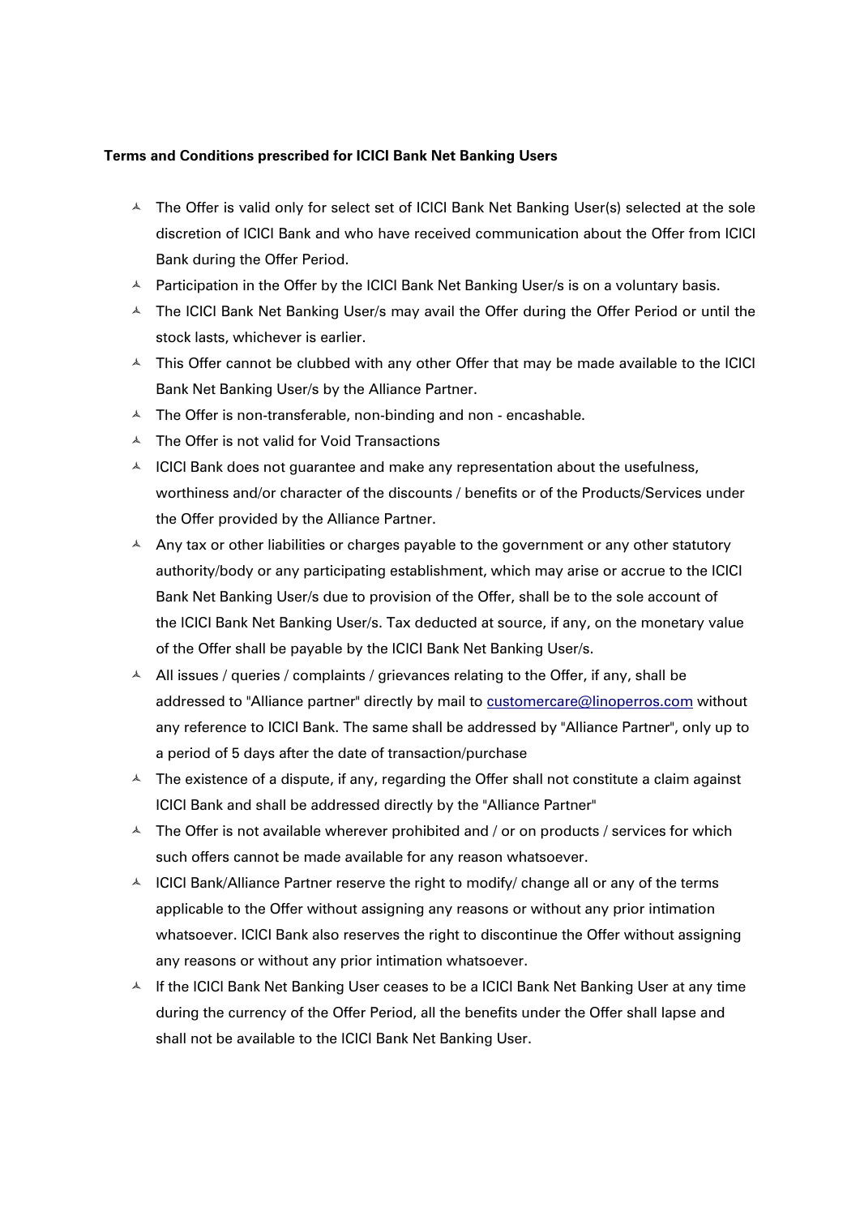**Terms and Conditions prescribed for ICICI Bank Net Banking Users**

- The Offer is valid only for select set of ICICI Bank Net Banking User(s) selected at the sole discretion of ICICI Bank and who have received communication about the Offer from ICICI Bank during the Offer Period.
- Participation in the Offer by the ICICI Bank Net Banking User/s is on a voluntary basis.
- The ICICI Bank Net Banking User/s may avail the Offer during the Offer Period or until the stock lasts, whichever is earlier.
- This Offer cannot be clubbed with any other Offer that may be made available to the ICICI Bank Net Banking User/s by the Alliance Partner.
- The Offer is non-transferable, non-binding and non - encashable.
- The Offer is not valid for Void Transactions
- ICICI Bank does not guarantee and make any representation about the usefulness, worthiness and/or character of the discounts / benefits or of the Products/Services under the Offer provided by the Alliance Partner.
- Any tax or other liabilities or charges payable to the government or any other statutory authority/body or any participating establishment, which may arise or accrue to the ICICI Bank Net Banking User/s due to provision of the Offer, shall be to the sole account of the ICICI Bank Net Banking User/s. Tax deducted at source, if any, on the monetary value of the Offer shall be payable by the ICICI Bank Net Banking User/s.
- All issues / queries / complaints / grievances relating to the Offer, if any, shall be addressed to "Alliance partner" directly by mail to customercare@linoperros.com without any reference to ICICI Bank. The same shall be addressed by "Alliance Partner", only up to a period of 5 days after the date of transaction/purchase
- The existence of a dispute, if any, regarding the Offer shall not constitute a claim against ICICI Bank and shall be addressed directly by the "Alliance Partner"
- The Offer is not available wherever prohibited and / or on products / services for which such offers cannot be made available for any reason whatsoever.
- ICICI Bank/Alliance Partner reserve the right to modify/ change all or any of the terms applicable to the Offer without assigning any reasons or without any prior intimation whatsoever. ICICI Bank also reserves the right to discontinue the Offer without assigning any reasons or without any prior intimation whatsoever.
- If the ICICI Bank Net Banking User ceases to be a ICICI Bank Net Banking User at any time during the currency of the Offer Period, all the benefits under the Offer shall lapse and shall not be available to the ICICI Bank Net Banking User.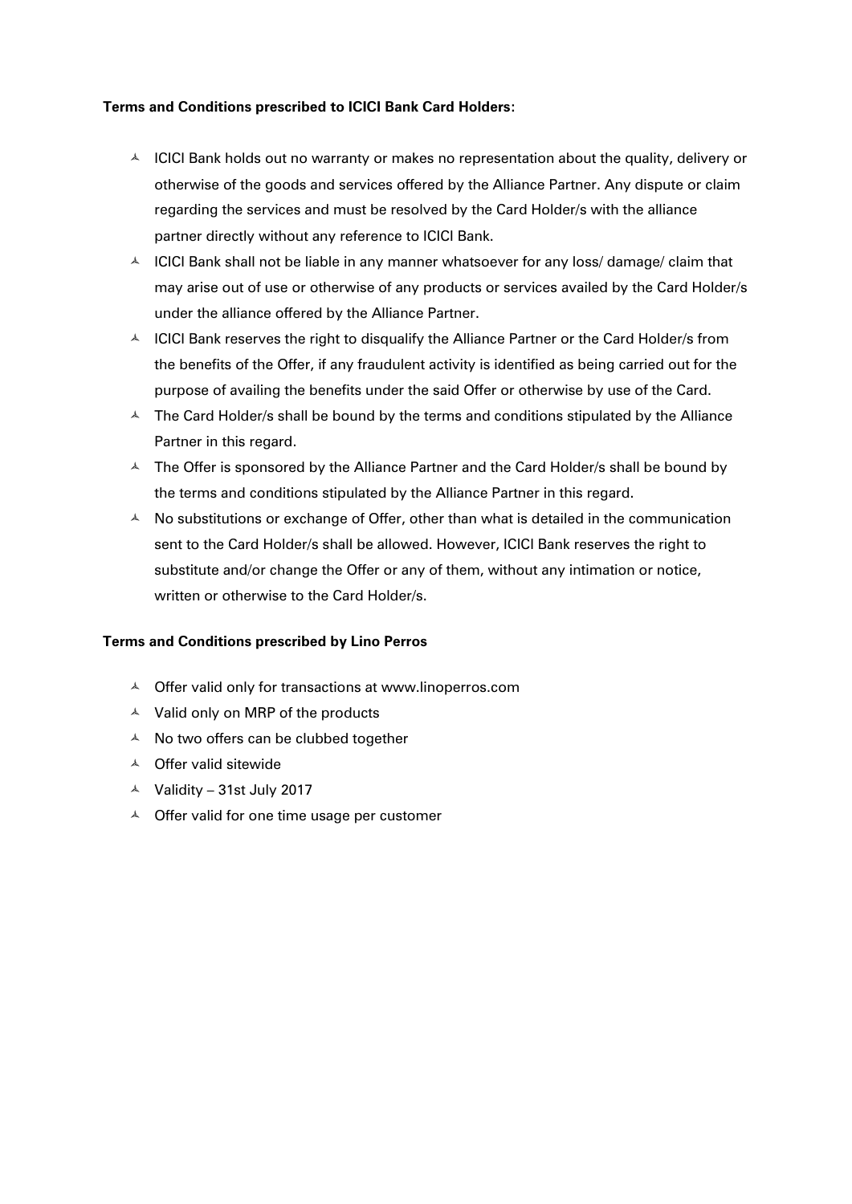**Terms and Conditions prescribed to ICICI Bank Card Holders**:

- ICICI Bank holds out no warranty or makes no representation about the quality, delivery or otherwise of the goods and services offered by the Alliance Partner. Any dispute or claim regarding the services and must be resolved by the Card Holder/s with the alliance partner directly without any reference to ICICI Bank.
- ICICI Bank shall not be liable in any manner whatsoever for any loss/ damage/ claim that may arise out of use or otherwise of any products or services availed by the Card Holder/s under the alliance offered by the Alliance Partner.
- ICICI Bank reserves the right to disqualify the Alliance Partner or the Card Holder/s from the benefits of the Offer, if any fraudulent activity is identified as being carried out for the purpose of availing the benefits under the said Offer or otherwise by use of the Card.
- The Card Holder/s shall be bound by the terms and conditions stipulated by the Alliance Partner in this regard.
- The Offer is sponsored by the Alliance Partner and the Card Holder/s shall be bound by the terms and conditions stipulated by the Alliance Partner in this regard.
- No substitutions or exchange of Offer, other than what is detailed in the communication sent to the Card Holder/s shall be allowed. However, ICICI Bank reserves the right to substitute and/or change the Offer or any of them, without any intimation or notice, written or otherwise to the Card Holder/s.

**Terms and Conditions prescribed by Lino Perros**

- Offer valid only for transactions at www.linoperros.com
- Valid only on MRP of the products
- No two offers can be clubbed together
- Offer valid sitewide
- Validity – 31st July 2017
- Offer valid for one time usage per customer